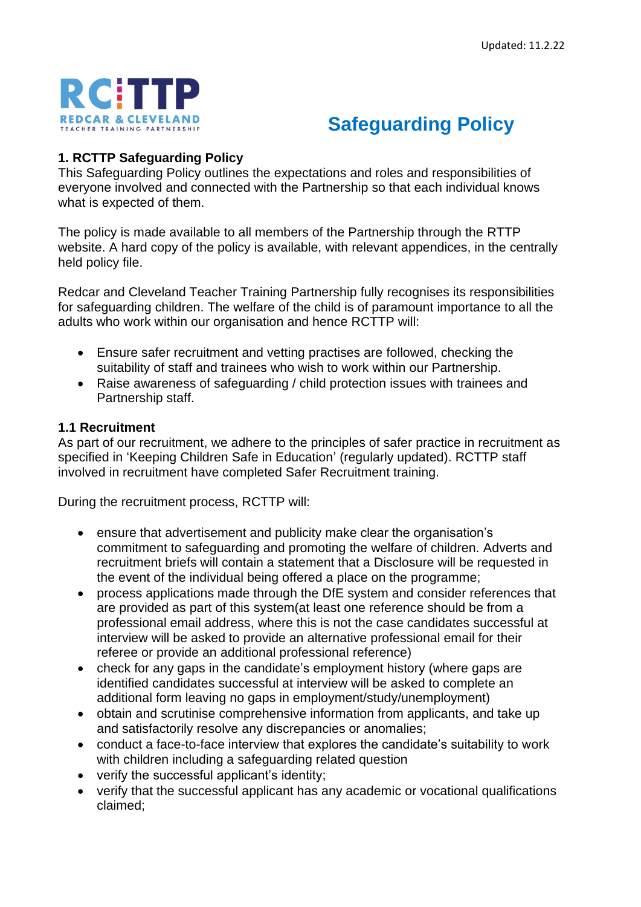Updated: 11.2.22

# Safeguarding Policy

### 1. RCTTP Safeguarding Policy

This Safeguarding Policy outlines the expectations and roles and responsibilities of everyone involved and connected with the Partnership so that each individual knows what is expected of them.

The policy is made available to all members of the Partnership through the RTTP website. A hard copy of the policy is available, with relevant appendices, in the centrally held policy file.

Redcar and Cleveland Teacher Training Partnership fully recognises its responsibilities for safeguarding children. The welfare of the child is of paramount importance to all the adults who work within our organisation and hence RCTTP will:

- Ensure safer recruitment and vetting practises are followed, checking the suitability of staff and trainees who wish to work within our Partnership.
- Raise awareness of safeguarding / child protection issues with trainees and Partnership staff.

### 1.1 Recruitment

As part of our recruitment, we adhere to the principles of safer practice in recruitment as specified in 'Keeping Children Safe in Education' (regularly updated). RCTTP staff involved in recruitment have completed Safer Recruitment training.

During the recruitment process, RCTTP will:

- ensure that advertisement and publicity make clear the organisation's commitment to safeguarding and promoting the welfare of children. Adverts and recruitment briefs will contain a statement that a Disclosure will be requested in the event of the individual being offered a place on the programme;
- process applications made through the DfE system and consider references that are provided as part of this system(at least one reference should be from a professional email address, where this is not the case candidates successful at interview will be asked to provide an alternative professional email for their referee or provide an additional professional reference)
- check for any gaps in the candidate's employment history (where gaps are identified candidates successful at interview will be asked to complete an additional form leaving no gaps in employment/study/unemployment)
- obtain and scrutinise comprehensive information from applicants, and take up and satisfactorily resolve any discrepancies or anomalies;
- conduct a face-to-face interview that explores the candidate's suitability to work with children including a safeguarding related question
- verify the successful applicant's identity;
- verify that the successful applicant has any academic or vocational qualifications claimed;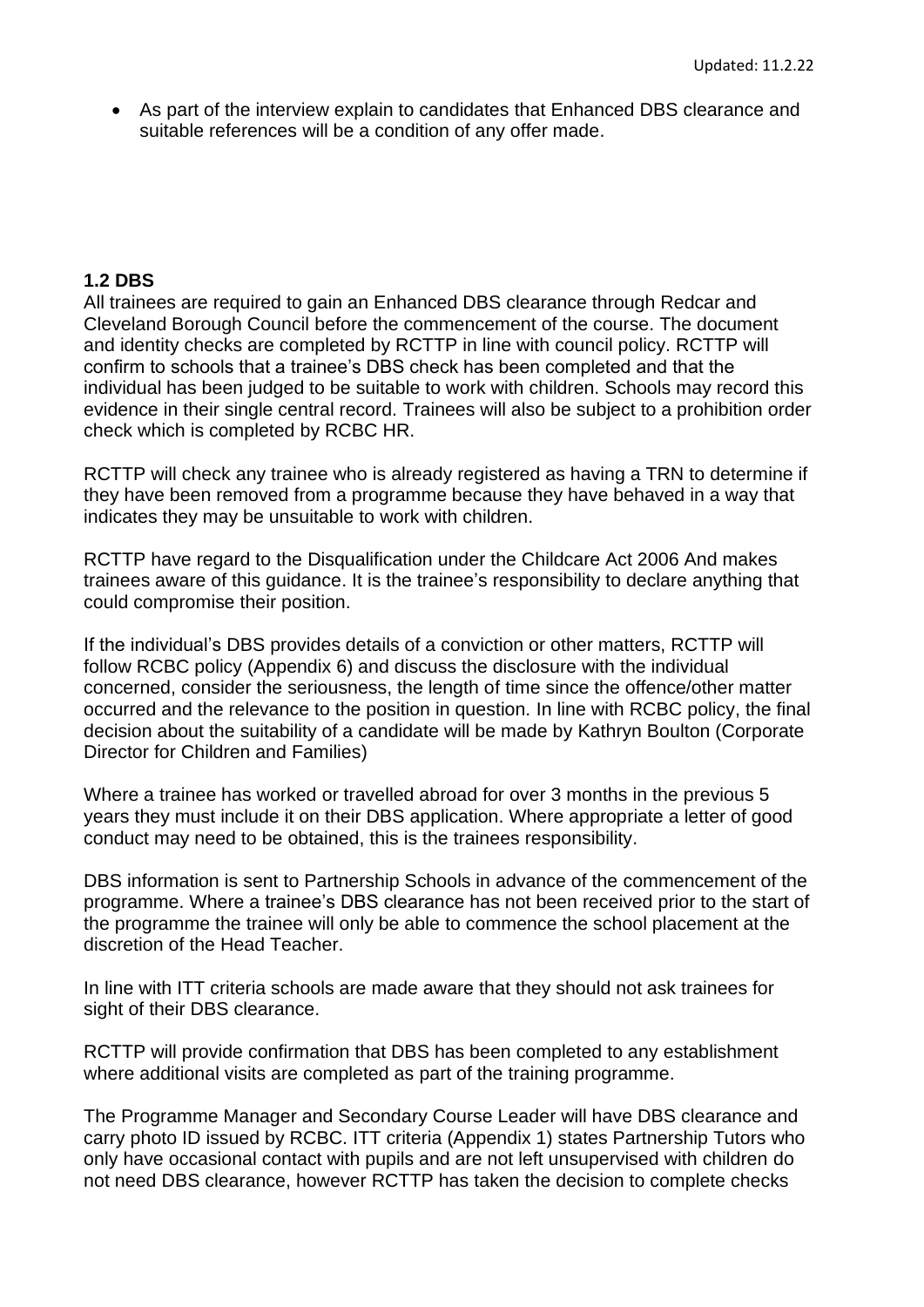- As part of the interview explain to candidates that Enhanced DBS clearance and suitable references will be a condition of any offer made.

### 1.2 DBS

All trainees are required to gain an Enhanced DBS clearance through Redcar and Cleveland Borough Council before the commencement of the course. The document and identity checks are completed by RCTTP in line with council policy. RCTTP will confirm to schools that a trainee's DBS check has been completed and that the individual has been judged to be suitable to work with children. Schools may record this evidence in their single central record. Trainees will also be subject to a prohibition order check which is completed by RCBC HR.

RCTTP will check any trainee who is already registered as having a TRN to determine if they have been removed from a programme because they have behaved in a way that indicates they may be unsuitable to work with children.

RCTTP have regard to the Disqualification under the Childcare Act 2006 And makes trainees aware of this guidance. It is the trainee's responsibility to declare anything that could compromise their position.

If the individual's DBS provides details of a conviction or other matters, RCTTP will follow RCBC policy (Appendix 6) and discuss the disclosure with the individual concerned, consider the seriousness, the length of time since the offence/other matter occurred and the relevance to the position in question. In line with RCBC policy, the final decision about the suitability of a candidate will be made by Kathryn Boulton (Corporate Director for Children and Families)

Where a trainee has worked or travelled abroad for over 3 months in the previous 5 years they must include it on their DBS application. Where appropriate a letter of good conduct may need to be obtained, this is the trainees responsibility.

DBS information is sent to Partnership Schools in advance of the commencement of the programme. Where a trainee's DBS clearance has not been received prior to the start of the programme the trainee will only be able to commence the school placement at the discretion of the Head Teacher.

In line with ITT criteria schools are made aware that they should not ask trainees for sight of their DBS clearance.

RCTTP will provide confirmation that DBS has been completed to any establishment where additional visits are completed as part of the training programme.

The Programme Manager and Secondary Course Leader will have DBS clearance and carry photo ID issued by RCBC. ITT criteria (Appendix 1) states Partnership Tutors who only have occasional contact with pupils and are not left unsupervised with children do not need DBS clearance, however RCTTP has taken the decision to complete checks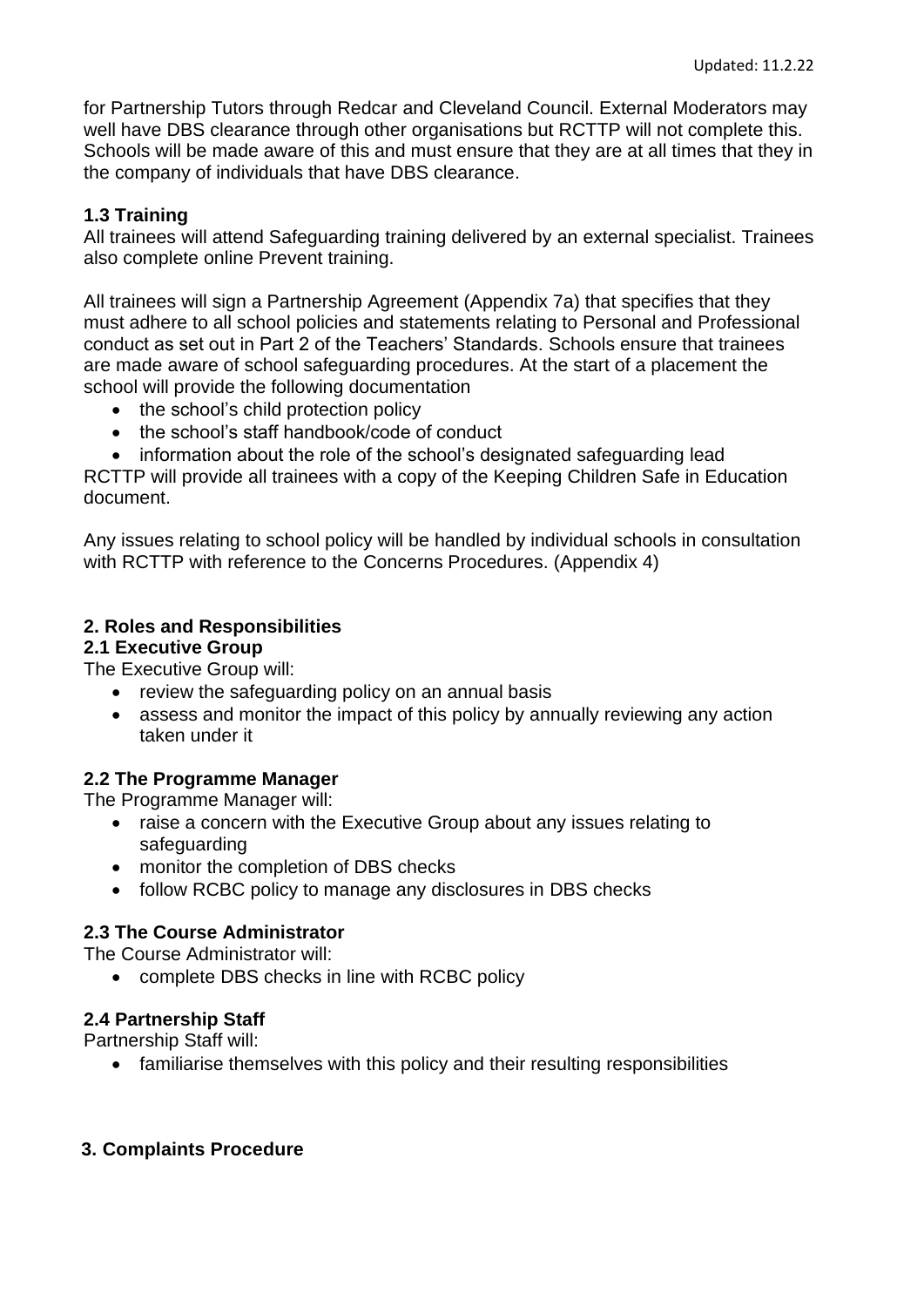for Partnership Tutors through Redcar and Cleveland Council. External Moderators may well have DBS clearance through other organisations but RCTTP will not complete this. Schools will be made aware of this and must ensure that they are at all times that they in the company of individuals that have DBS clearance.

### 1.3 Training

All trainees will attend Safeguarding training delivered by an external specialist. Trainees also complete online Prevent training.

All trainees will sign a Partnership Agreement (Appendix 7a) that specifies that they must adhere to all school policies and statements relating to Personal and Professional conduct as set out in Part 2 of the Teachers' Standards. Schools ensure that trainees are made aware of school safeguarding procedures. At the start of a placement the school will provide the following documentation

- the school's child protection policy
- the school's staff handbook/code of conduct
- information about the role of the school's designated safeguarding lead

RCTTP will provide all trainees with a copy of the Keeping Children Safe in Education document.

Any issues relating to school policy will be handled by individual schools in consultation with RCTTP with reference to the Concerns Procedures. (Appendix 4)

## 2. Roles and Responsibilities

### 2.1 Executive Group

The Executive Group will:

- review the safeguarding policy on an annual basis
- assess and monitor the impact of this policy by annually reviewing any action taken under it

### 2.2 The Programme Manager

The Programme Manager will:

- raise a concern with the Executive Group about any issues relating to safeguarding
- monitor the completion of DBS checks
- follow RCBC policy to manage any disclosures in DBS checks

### 2.3 The Course Administrator

The Course Administrator will:

- complete DBS checks in line with RCBC policy

### 2.4 Partnership Staff

Partnership Staff will:

- familiarise themselves with this policy and their resulting responsibilities

## 3. Complaints Procedure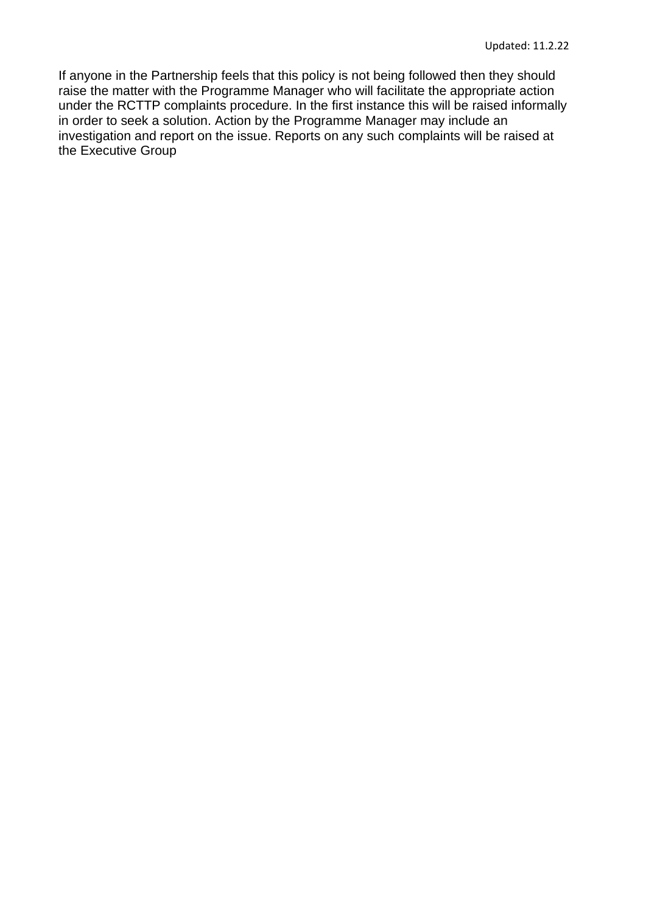If anyone in the Partnership feels that this policy is not being followed then they should raise the matter with the Programme Manager who will facilitate the appropriate action under the RCTTP complaints procedure. In the first instance this will be raised informally in order to seek a solution. Action by the Programme Manager may include an investigation and report on the issue. Reports on any such complaints will be raised at the Executive Group